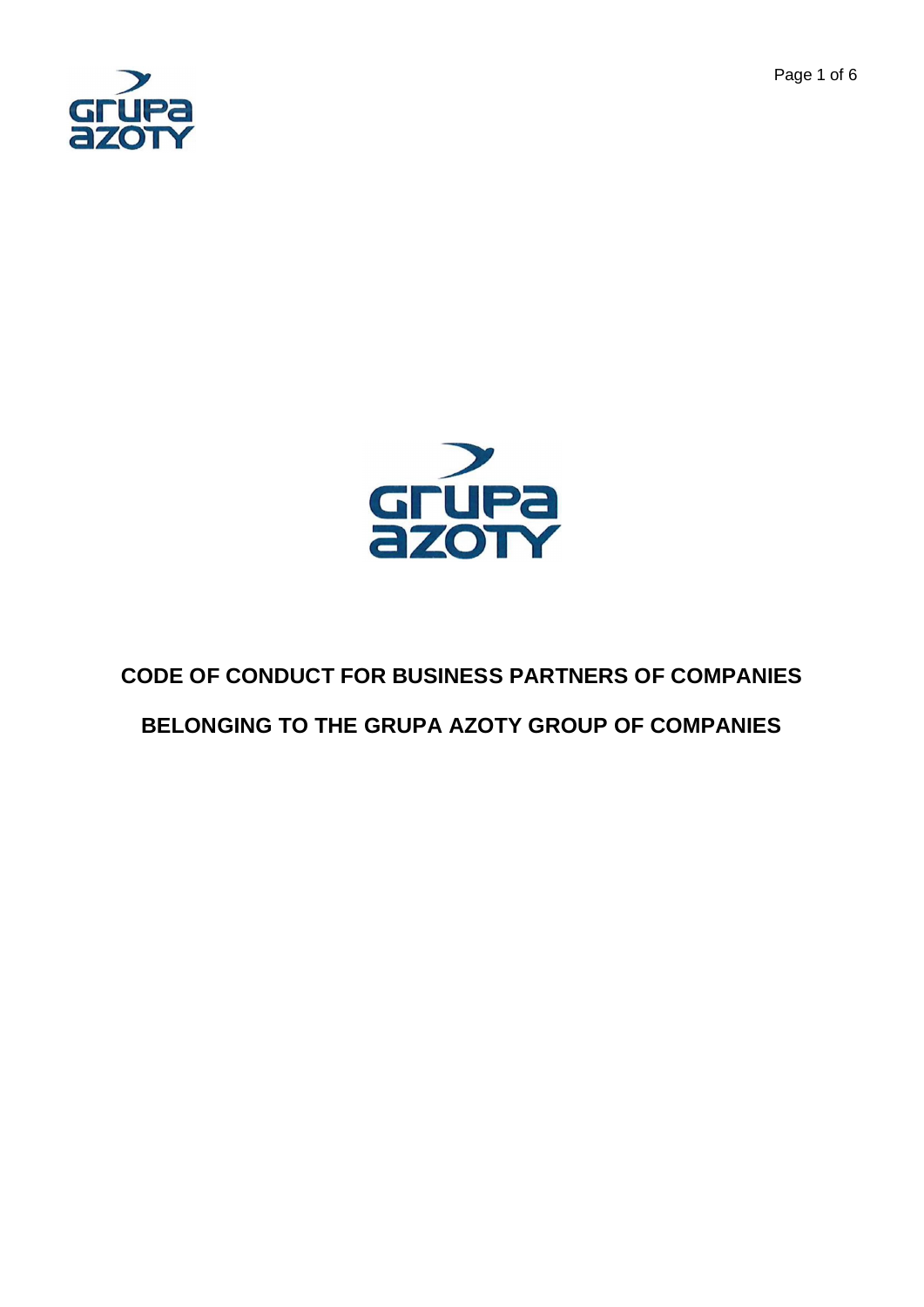# CODE OF CONDUCT FOR BUSINESS PARTNERS OF COMPANIES BELONGING TO THE GRUPA AZOTY GROUP OF COMPANIES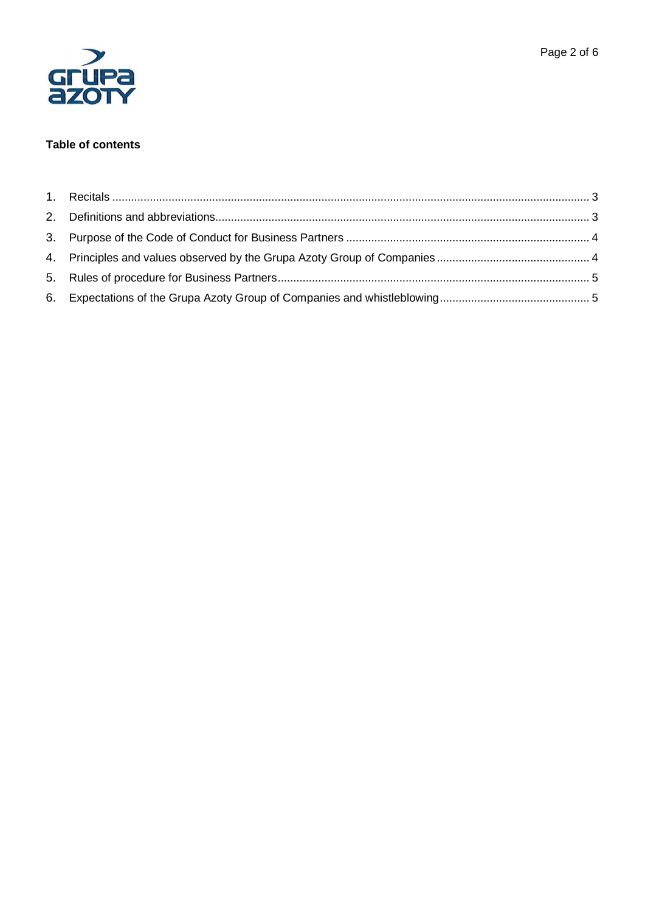**Table of contents**

1. Recitals ........................................................................................................................................ 3
2. Definitions and abbreviations........................................................................................................ 3
3. Purpose of the Code of Conduct for Business Partners .............................................................. 4
4. Principles and values observed by the Grupa Azoty Group of Companies ................................. 4
5. Rules of procedure for Business Partners.................................................................................... 5
6. Expectations of the Grupa Azoty Group of Companies and whistleblowing ................................ 5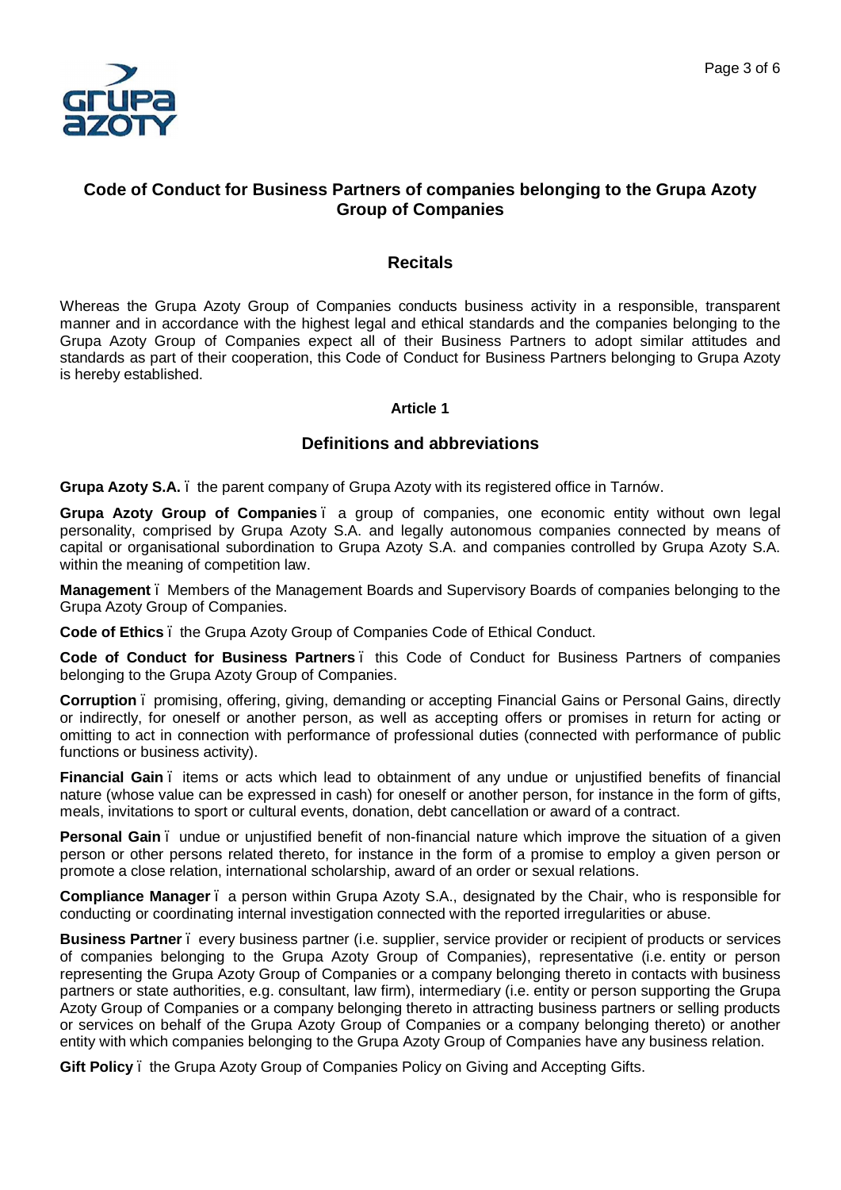# Code of Conduct for Business Partners of companies belonging to the Grupa Azoty Group of Companies

## Recitals

Whereas the Grupa Azoty Group of Companies conducts business activity in a responsible, transparent manner and in accordance with the highest legal and ethical standards and the companies belonging to the Grupa Azoty Group of Companies expect all of their Business Partners to adopt similar attitudes and standards as part of their cooperation, this Code of Conduct for Business Partners belonging to Grupa Azoty is hereby established.

### Article 1

## Definitions and abbreviations

**Grupa Azoty S.A.** – the parent company of Grupa Azoty with its registered office in Tarnów.

**Grupa Azoty Group of Companies** – a group of companies, one economic entity without own legal personality, comprised by Grupa Azoty S.A. and legally autonomous companies connected by means of capital or organisational subordination to Grupa Azoty S.A. and companies controlled by Grupa Azoty S.A. within the meaning of competition law.

**Management** – Members of the Management Boards and Supervisory Boards of companies belonging to the Grupa Azoty Group of Companies.

**Code of Ethics** – the Grupa Azoty Group of Companies Code of Ethical Conduct.

**Code of Conduct for Business Partners** – this Code of Conduct for Business Partners of companies belonging to the Grupa Azoty Group of Companies.

**Corruption** – promising, offering, giving, demanding or accepting Financial Gains or Personal Gains, directly or indirectly, for oneself or another person, as well as accepting offers or promises in return for acting or omitting to act in connection with performance of professional duties (connected with performance of public functions or business activity).

**Financial Gain** – items or acts which lead to obtainment of any undue or unjustified benefits of financial nature (whose value can be expressed in cash) for oneself or another person, for instance in the form of gifts, meals, invitations to sport or cultural events, donation, debt cancellation or award of a contract.

**Personal Gain** – undue or unjustified benefit of non-financial nature which improve the situation of a given person or other persons related thereto, for instance in the form of a promise to employ a given person or promote a close relation, international scholarship, award of an order or sexual relations.

**Compliance Manager** – a person within Grupa Azoty S.A., designated by the Chair, who is responsible for conducting or coordinating internal investigation connected with the reported irregularities or abuse.

**Business Partner** – every business partner (i.e. supplier, service provider or recipient of products or services of companies belonging to the Grupa Azoty Group of Companies), representative (i.e. entity or person representing the Grupa Azoty Group of Companies or a company belonging thereto in contacts with business partners or state authorities, e.g. consultant, law firm), intermediary (i.e. entity or person supporting the Grupa Azoty Group of Companies or a company belonging thereto in attracting business partners or selling products or services on behalf of the Grupa Azoty Group of Companies or a company belonging thereto) or another entity with which companies belonging to the Grupa Azoty Group of Companies have any business relation.

**Gift Policy** – the Grupa Azoty Group of Companies Policy on Giving and Accepting Gifts.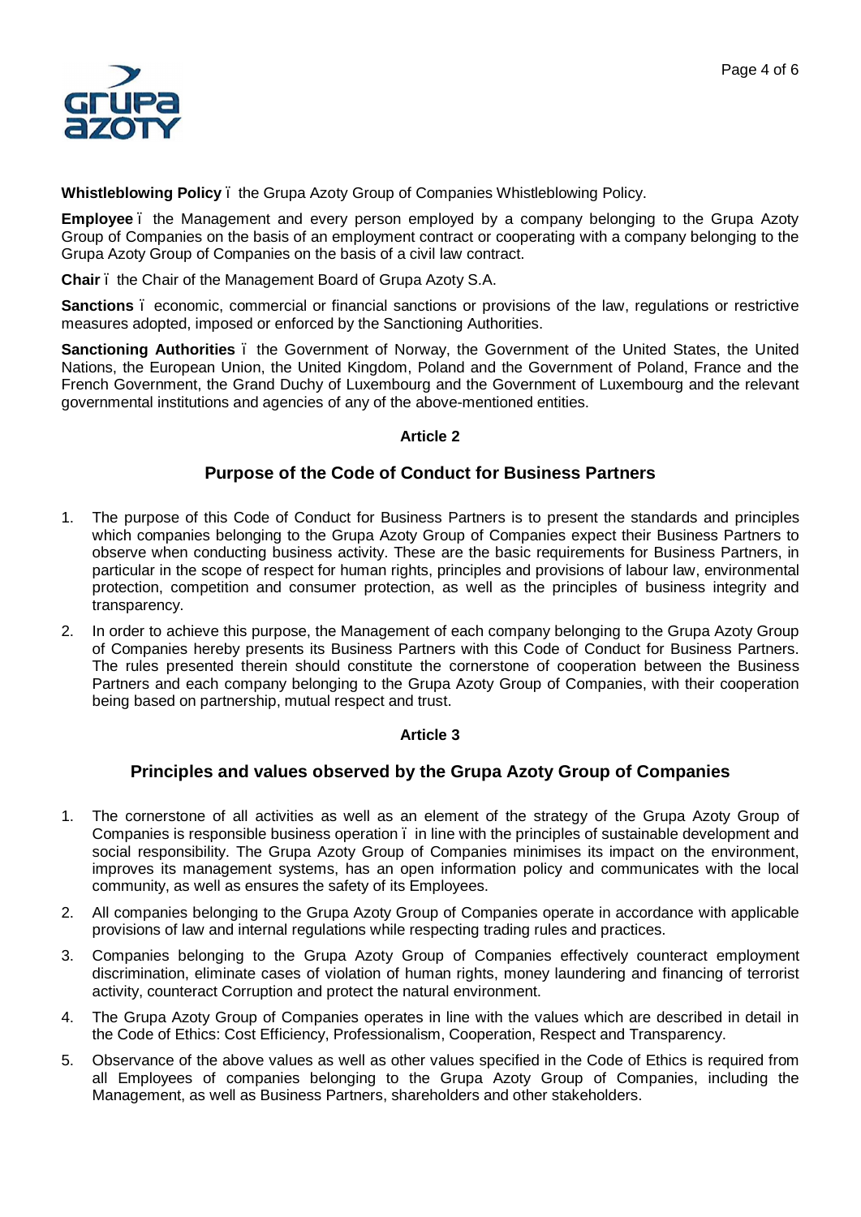**Whistleblowing Policy** – the Grupa Azoty Group of Companies Whistleblowing Policy.

**Employee** – the Management and every person employed by a company belonging to the Grupa Azoty Group of Companies on the basis of an employment contract or cooperating with a company belonging to the Grupa Azoty Group of Companies on the basis of a civil law contract.

**Chair** – the Chair of the Management Board of Grupa Azoty S.A.

**Sanctions** – economic, commercial or financial sanctions or provisions of the law, regulations or restrictive measures adopted, imposed or enforced by the Sanctioning Authorities.

**Sanctioning Authorities** – the Government of Norway, the Government of the United States, the United Nations, the European Union, the United Kingdom, Poland and the Government of Poland, France and the French Government, the Grand Duchy of Luxembourg and the Government of Luxembourg and the relevant governmental institutions and agencies of any of the above-mentioned entities.

**Article 2**

## Purpose of the Code of Conduct for Business Partners

1. The purpose of this Code of Conduct for Business Partners is to present the standards and principles which companies belonging to the Grupa Azoty Group of Companies expect their Business Partners to observe when conducting business activity. These are the basic requirements for Business Partners, in particular in the scope of respect for human rights, principles and provisions of labour law, environmental protection, competition and consumer protection, as well as the principles of business integrity and transparency.
2. In order to achieve this purpose, the Management of each company belonging to the Grupa Azoty Group of Companies hereby presents its Business Partners with this Code of Conduct for Business Partners. The rules presented therein should constitute the cornerstone of cooperation between the Business Partners and each company belonging to the Grupa Azoty Group of Companies, with their cooperation being based on partnership, mutual respect and trust.

**Article 3**

## Principles and values observed by the Grupa Azoty Group of Companies

1. The cornerstone of all activities as well as an element of the strategy of the Grupa Azoty Group of Companies is responsible business operation – in line with the principles of sustainable development and social responsibility. The Grupa Azoty Group of Companies minimises its impact on the environment, improves its management systems, has an open information policy and communicates with the local community, as well as ensures the safety of its Employees.
2. All companies belonging to the Grupa Azoty Group of Companies operate in accordance with applicable provisions of law and internal regulations while respecting trading rules and practices.
3. Companies belonging to the Grupa Azoty Group of Companies effectively counteract employment discrimination, eliminate cases of violation of human rights, money laundering and financing of terrorist activity, counteract Corruption and protect the natural environment.
4. The Grupa Azoty Group of Companies operates in line with the values which are described in detail in the Code of Ethics: Cost Efficiency, Professionalism, Cooperation, Respect and Transparency.
5. Observance of the above values as well as other values specified in the Code of Ethics is required from all Employees of companies belonging to the Grupa Azoty Group of Companies, including the Management, as well as Business Partners, shareholders and other stakeholders.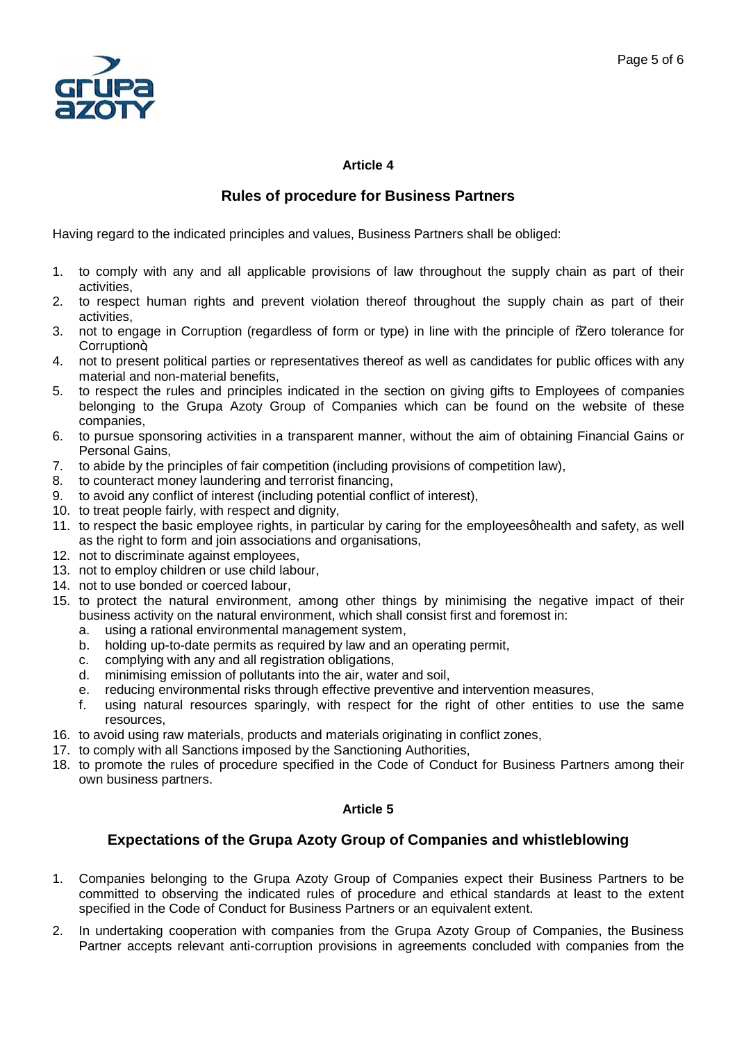### Article 4

### Rules of procedure for Business Partners

Having regard to the indicated principles and values, Business Partners shall be obliged:

1. to comply with any and all applicable provisions of law throughout the supply chain as part of their activities,
2. to respect human rights and prevent violation thereof throughout the supply chain as part of their activities,
3. not to engage in Corruption (regardless of form or type) in line with the principle of "Zero tolerance for Corruption",
4. not to present political parties or representatives thereof as well as candidates for public offices with any material and non-material benefits,
5. to respect the rules and principles indicated in the section on giving gifts to Employees of companies belonging to the Grupa Azoty Group of Companies which can be found on the website of these companies,
6. to pursue sponsoring activities in a transparent manner, without the aim of obtaining Financial Gains or Personal Gains,
7. to abide by the principles of fair competition (including provisions of competition law),
8. to counteract money laundering and terrorist financing,
9. to avoid any conflict of interest (including potential conflict of interest),
10. to treat people fairly, with respect and dignity,
11. to respect the basic employee rights, in particular by caring for the employees' health and safety, as well as the right to form and join associations and organisations,
12. not to discriminate against employees,
13. not to employ children or use child labour,
14. not to use bonded or coerced labour,
15. to protect the natural environment, among other things by minimising the negative impact of their business activity on the natural environment, which shall consist first and foremost in:
    a. using a rational environmental management system,
    b. holding up-to-date permits as required by law and an operating permit,
    c. complying with any and all registration obligations,
    d. minimising emission of pollutants into the air, water and soil,
    e. reducing environmental risks through effective preventive and intervention measures,
    f. using natural resources sparingly, with respect for the right of other entities to use the same resources,
16. to avoid using raw materials, products and materials originating in conflict zones,
17. to comply with all Sanctions imposed by the Sanctioning Authorities,
18. to promote the rules of procedure specified in the Code of Conduct for Business Partners among their own business partners.

### Article 5

### Expectations of the Grupa Azoty Group of Companies and whistleblowing

1. Companies belonging to the Grupa Azoty Group of Companies expect their Business Partners to be committed to observing the indicated rules of procedure and ethical standards at least to the extent specified in the Code of Conduct for Business Partners or an equivalent extent.
2. In undertaking cooperation with companies from the Grupa Azoty Group of Companies, the Business Partner accepts relevant anti-corruption provisions in agreements concluded with companies from the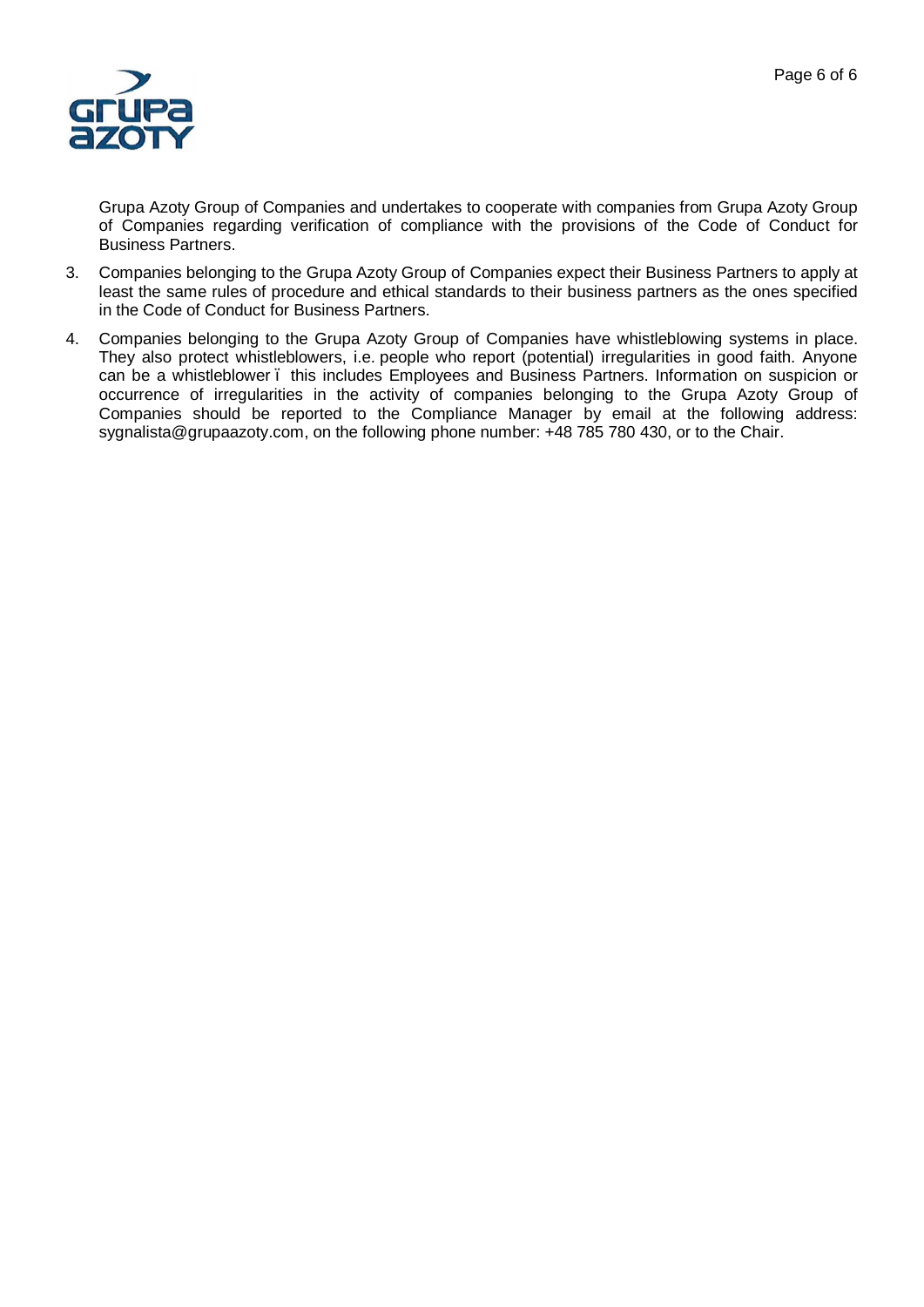Grupa Azoty Group of Companies and undertakes to cooperate with companies from Grupa Azoty Group of Companies regarding verification of compliance with the provisions of the Code of Conduct for Business Partners.

3. Companies belonging to the Grupa Azoty Group of Companies expect their Business Partners to apply at least the same rules of procedure and ethical standards to their business partners as the ones specified in the Code of Conduct for Business Partners.

4. Companies belonging to the Grupa Azoty Group of Companies have whistleblowing systems in place. They also protect whistleblowers, i.e. people who report (potential) irregularities in good faith. Anyone can be a whistleblower ï this includes Employees and Business Partners. Information on suspicion or occurrence of irregularities in the activity of companies belonging to the Grupa Azoty Group of Companies should be reported to the Compliance Manager by email at the following address: sygnalista@grupaazoty.com, on the following phone number: +48 785 780 430, or to the Chair.